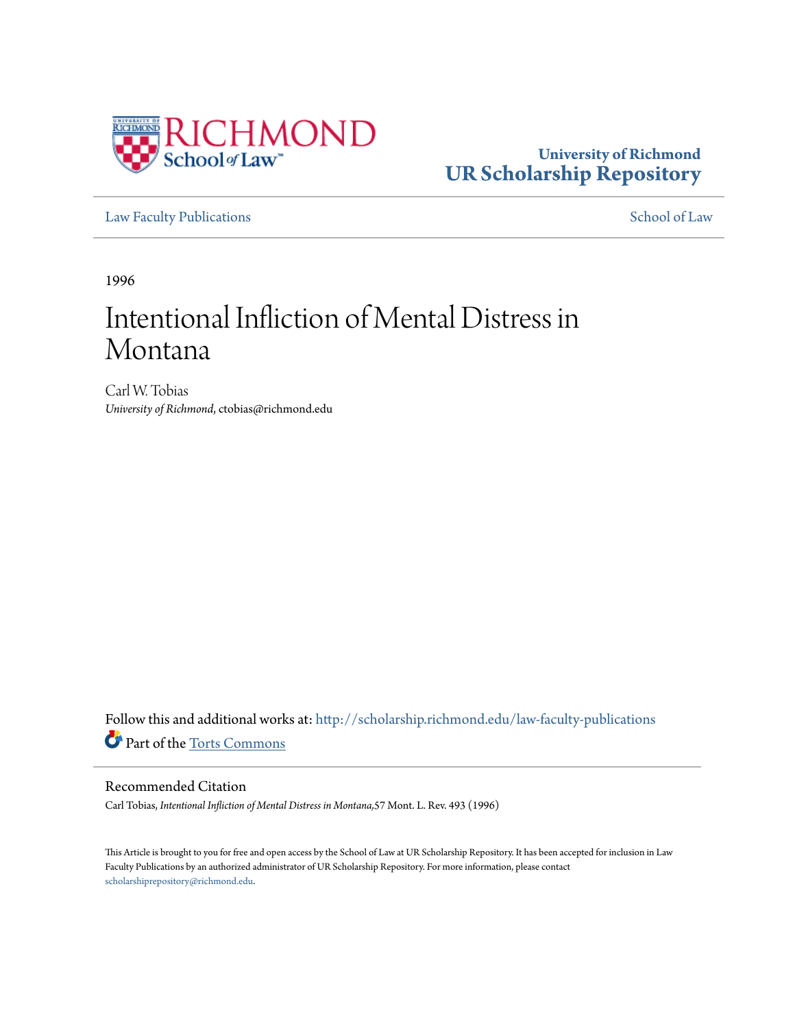University of Richmond
# UR Scholarship Repository

Law Faculty Publications | School of Law

1996

# Intentional Infliction of Mental Distress in Montana

Carl W. Tobias
*University of Richmond*, ctobias@richmond.edu

Follow this and additional works at: http://scholarship.richmond.edu/law-faculty-publications

Part of the Torts Commons

## Recommended Citation

Carl Tobias, *Intentional Infliction of Mental Distress in Montana,*57 Mont. L. Rev. 493 (1996)

This Article is brought to you for free and open access by the School of Law at UR Scholarship Repository. It has been accepted for inclusion in Law Faculty Publications by an authorized administrator of UR Scholarship Repository. For more information, please contact scholarshiprepository@richmond.edu.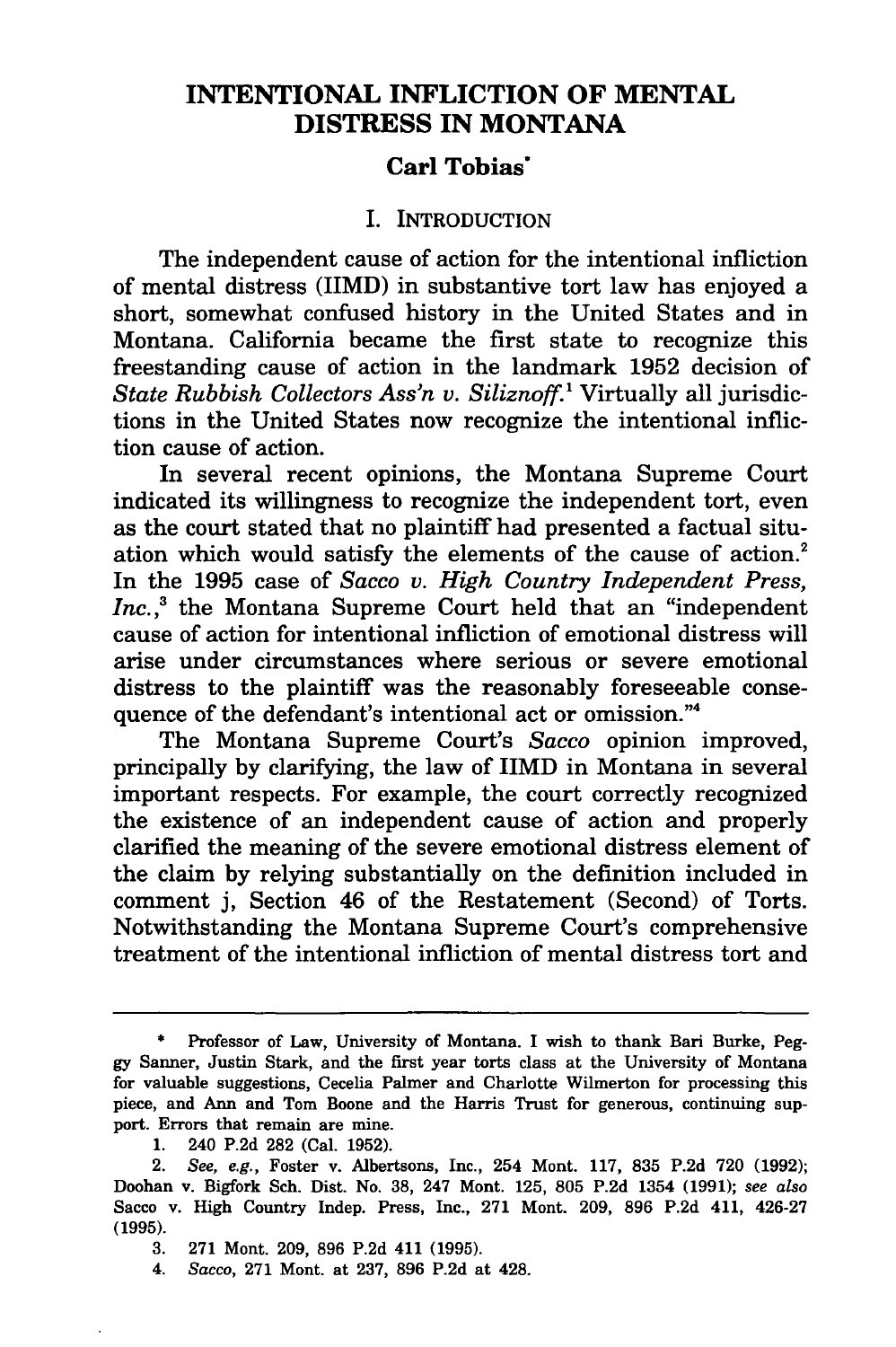# INTENTIONAL INFLICTION OF MENTAL DISTRESS IN MONTANA

### Carl Tobias*

## I. INTRODUCTION

The independent cause of action for the intentional infliction of mental distress (IIMD) in substantive tort law has enjoyed a short, somewhat confused history in the United States and in Montana. California became the first state to recognize this freestanding cause of action in the landmark 1952 decision of *State Rubbish Collectors Ass'n v. Siliznoff*.[1] Virtually all jurisdictions in the United States now recognize the intentional infliction cause of action.

In several recent opinions, the Montana Supreme Court indicated its willingness to recognize the independent tort, even as the court stated that no plaintiff had presented a factual situation which would satisfy the elements of the cause of action.[2] In the 1995 case of *Sacco v. High Country Independent Press, Inc.*,[3] the Montana Supreme Court held that an "independent cause of action for intentional infliction of emotional distress will arise under circumstances where serious or severe emotional distress to the plaintiff was the reasonably foreseeable consequence of the defendant's intentional act or omission."[4]

The Montana Supreme Court's *Sacco* opinion improved, principally by clarifying, the law of IIMD in Montana in several important respects. For example, the court correctly recognized the existence of an independent cause of action and properly clarified the meaning of the severe emotional distress element of the claim by relying substantially on the definition included in comment j, Section 46 of the Restatement (Second) of Torts. Notwithstanding the Montana Supreme Court's comprehensive treatment of the intentional infliction of mental distress tort and

---

\* Professor of Law, University of Montana. I wish to thank Bari Burke, Peggy Sanner, Justin Stark, and the first year torts class at the University of Montana for valuable suggestions, Cecelia Palmer and Charlotte Wilmerton for processing this piece, and Ann and Tom Boone and the Harris Trust for generous, continuing support. Errors that remain are mine.

1. 240 P.2d 282 (Cal. 1952).

2. *See, e.g.*, Foster v. Albertsons, Inc., 254 Mont. 117, 835 P.2d 720 (1992); Doohan v. Bigfork Sch. Dist. No. 38, 247 Mont. 125, 805 P.2d 1354 (1991); *see also* Sacco v. High Country Indep. Press, Inc., 271 Mont. 209, 896 P.2d 411, 426-27 (1995).

3. 271 Mont. 209, 896 P.2d 411 (1995).

4. *Sacco*, 271 Mont. at 237, 896 P.2d at 428.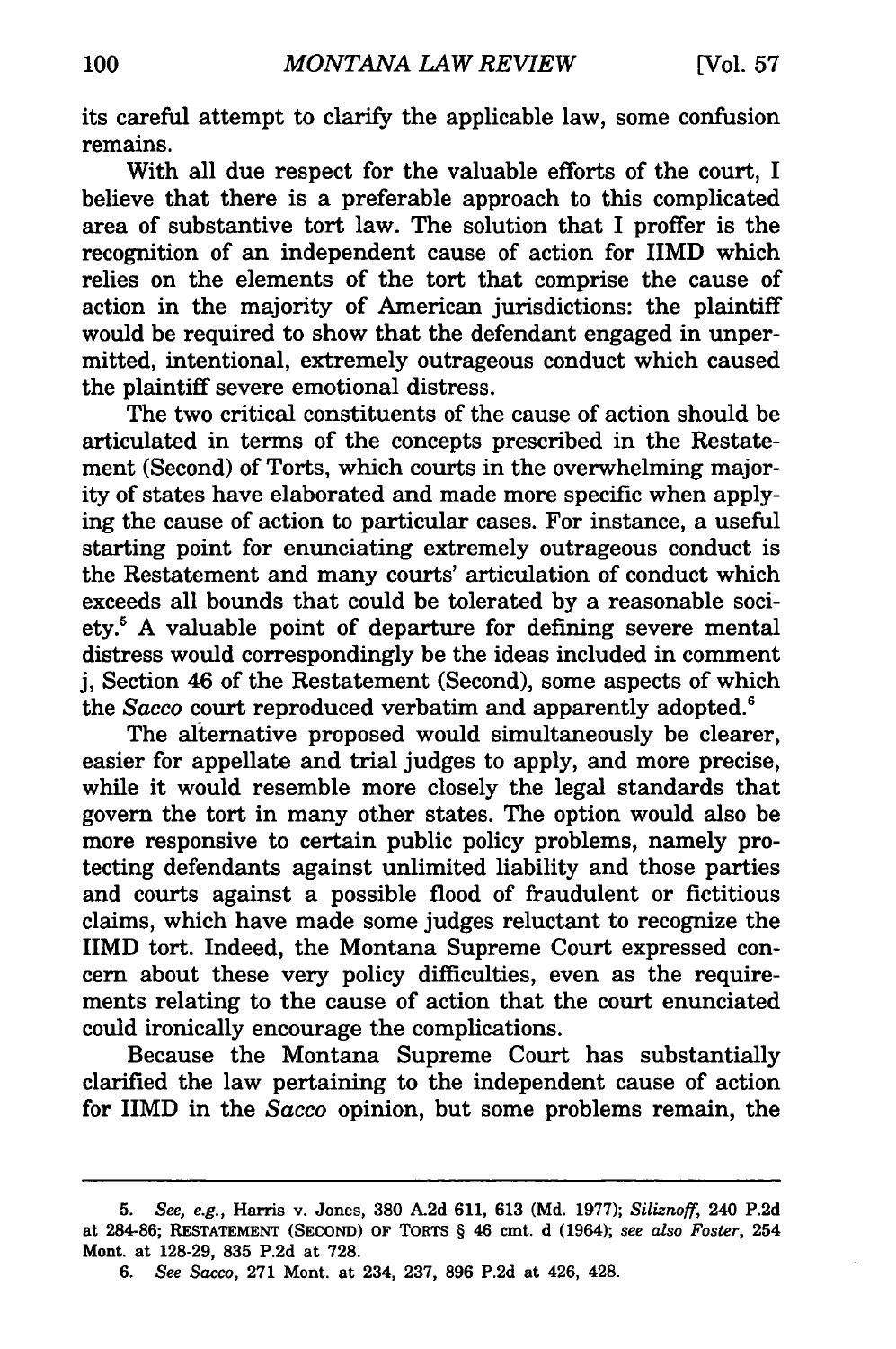its careful attempt to clarify the applicable law, some confusion remains.

With all due respect for the valuable efforts of the court, I believe that there is a preferable approach to this complicated area of substantive tort law. The solution that I proffer is the recognition of an independent cause of action for IIMD which relies on the elements of the tort that comprise the cause of action in the majority of American jurisdictions: the plaintiff would be required to show that the defendant engaged in unpermitted, intentional, extremely outrageous conduct which caused the plaintiff severe emotional distress.

The two critical constituents of the cause of action should be articulated in terms of the concepts prescribed in the Restatement (Second) of Torts, which courts in the overwhelming majority of states have elaborated and made more specific when applying the cause of action to particular cases. For instance, a useful starting point for enunciating extremely outrageous conduct is the Restatement and many courts' articulation of conduct which exceeds all bounds that could be tolerated by a reasonable society.[5] A valuable point of departure for defining severe mental distress would correspondingly be the ideas included in comment j, Section 46 of the Restatement (Second), some aspects of which the *Sacco* court reproduced verbatim and apparently adopted.[6]

The alternative proposed would simultaneously be clearer, easier for appellate and trial judges to apply, and more precise, while it would resemble more closely the legal standards that govern the tort in many other states. The option would also be more responsive to certain public policy problems, namely protecting defendants against unlimited liability and those parties and courts against a possible flood of fraudulent or fictitious claims, which have made some judges reluctant to recognize the IIMD tort. Indeed, the Montana Supreme Court expressed concern about these very policy difficulties, even as the requirements relating to the cause of action that the court enunciated could ironically encourage the complications.

Because the Montana Supreme Court has substantially clarified the law pertaining to the independent cause of action for IIMD in the *Sacco* opinion, but some problems remain, the

---

5. *See, e.g.*, Harris v. Jones, 380 A.2d 611, 613 (Md. 1977); *Siliznoff*, 240 P.2d at 284-86; RESTATEMENT (SECOND) OF TORTS § 46 cmt. d (1964); *see also Foster*, 254 Mont. at 128-29, 835 P.2d at 728.

6. *See Sacco*, 271 Mont. at 234, 237, 896 P.2d at 426, 428.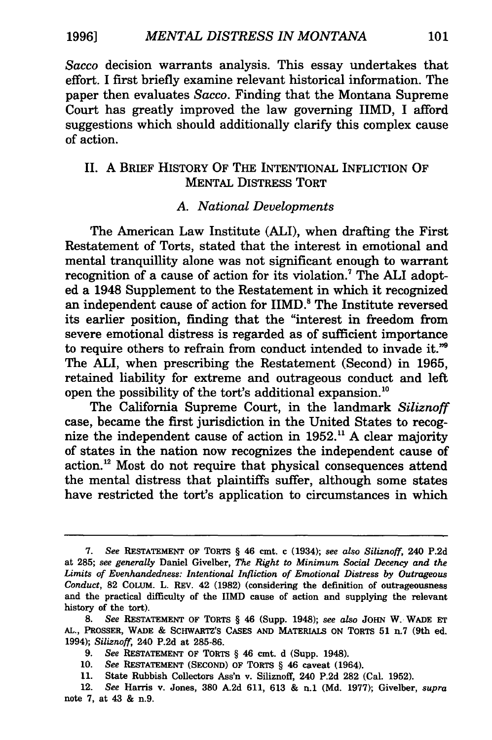*Sacco* decision warrants analysis. This essay undertakes that effort. I first briefly examine relevant historical information. The paper then evaluates *Sacco*. Finding that the Montana Supreme Court has greatly improved the law governing IIMD, I afford suggestions which should additionally clarify this complex cause of action.

## II. A Brief History Of The Intentional Infliction Of Mental Distress Tort

### *A. National Developments*

The American Law Institute (ALI), when drafting the First Restatement of Torts, stated that the interest in emotional and mental tranquillity alone was not significant enough to warrant recognition of a cause of action for its violation.[7] The ALI adopted a 1948 Supplement to the Restatement in which it recognized an independent cause of action for IIMD.[8] The Institute reversed its earlier position, finding that the "interest in freedom from severe emotional distress is regarded as of sufficient importance to require others to refrain from conduct intended to invade it."[9] The ALI, when prescribing the Restatement (Second) in 1965, retained liability for extreme and outrageous conduct and left open the possibility of the tort's additional expansion.[10]

The California Supreme Court, in the landmark *Siliznoff* case, became the first jurisdiction in the United States to recognize the independent cause of action in 1952.[11] A clear majority of states in the nation now recognizes the independent cause of action.[12] Most do not require that physical consequences attend the mental distress that plaintiffs suffer, although some states have restricted the tort's application to circumstances in which

---

7. *See* RESTATEMENT OF TORTS § 46 cmt. c (1934); *see also Siliznoff*, 240 P.2d at 285; *see generally* Daniel Givelber, *The Right to Minimum Social Decency and the Limits of Evenhandedness: Intentional Infliction of Emotional Distress by Outrageous Conduct*, 82 COLUM. L. REV. 42 (1982) (considering the definition of outrageousness and the practical difficulty of the IIMD cause of action and supplying the relevant history of the tort).

8. *See* RESTATEMENT OF TORTS § 46 (Supp. 1948); *see also* JOHN W. WADE ET AL., PROSSER, WADE & SCHWARTZ'S CASES AND MATERIALS ON TORTS 51 n.7 (9th ed. 1994); *Siliznoff*, 240 P.2d at 285-86.

9. *See* RESTATEMENT OF TORTS § 46 cmt. d (Supp. 1948).

10. *See* RESTATEMENT (SECOND) OF TORTS § 46 caveat (1964).

11. State Rubbish Collectors Ass'n v. Siliznoff, 240 P.2d 282 (Cal. 1952).

12. *See* Harris v. Jones, 380 A.2d 611, 613 & n.1 (Md. 1977); Givelber, *supra* note 7, at 43 & n.9.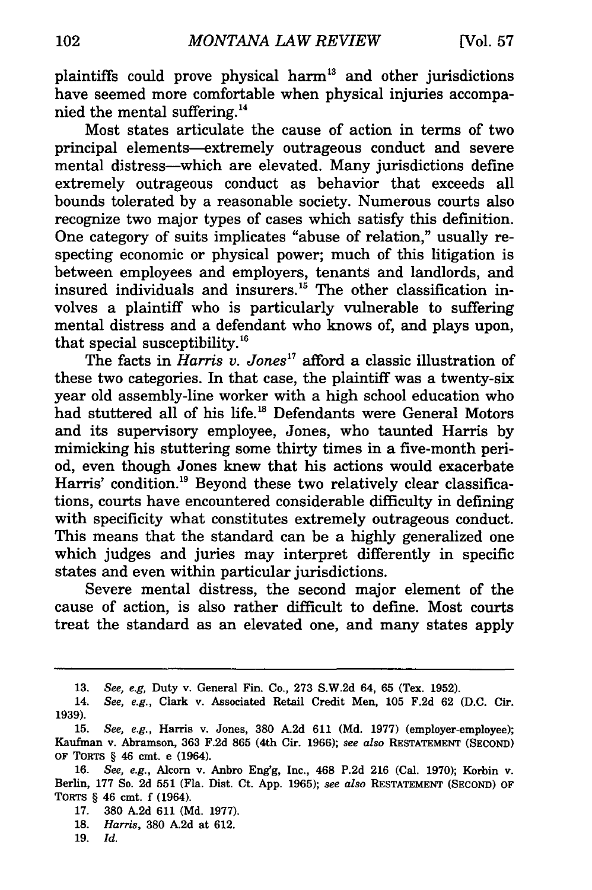plaintiffs could prove physical harm[13] and other jurisdictions have seemed more comfortable when physical injuries accompanied the mental suffering.[14]

Most states articulate the cause of action in terms of two principal elements—extremely outrageous conduct and severe mental distress—which are elevated. Many jurisdictions define extremely outrageous conduct as behavior that exceeds all bounds tolerated by a reasonable society. Numerous courts also recognize two major types of cases which satisfy this definition. One category of suits implicates "abuse of relation," usually respecting economic or physical power; much of this litigation is between employees and employers, tenants and landlords, and insured individuals and insurers.[15] The other classification involves a plaintiff who is particularly vulnerable to suffering mental distress and a defendant who knows of, and plays upon, that special susceptibility.[16]

The facts in *Harris v. Jones*[17] afford a classic illustration of these two categories. In that case, the plaintiff was a twenty-six year old assembly-line worker with a high school education who had stuttered all of his life.[18] Defendants were General Motors and its supervisory employee, Jones, who taunted Harris by mimicking his stuttering some thirty times in a five-month period, even though Jones knew that his actions would exacerbate Harris' condition.[19] Beyond these two relatively clear classifications, courts have encountered considerable difficulty in defining with specificity what constitutes extremely outrageous conduct. This means that the standard can be a highly generalized one which judges and juries may interpret differently in specific states and even within particular jurisdictions.

Severe mental distress, the second major element of the cause of action, is also rather difficult to define. Most courts treat the standard as an elevated one, and many states apply

---

13. *See, e.g*, Duty v. General Fin. Co., 273 S.W.2d 64, 65 (Tex. 1952).

14. *See, e.g.*, Clark v. Associated Retail Credit Men, 105 F.2d 62 (D.C. Cir. 1939).

15. *See, e.g.*, Harris v. Jones, 380 A.2d 611 (Md. 1977) (employer-employee); Kaufman v. Abramson, 363 F.2d 865 (4th Cir. 1966); *see also* RESTATEMENT (SECOND) OF TORTS § 46 cmt. e (1964).

16. *See, e.g.*, Alcorn v. Anbro Eng'g, Inc., 468 P.2d 216 (Cal. 1970); Korbin v. Berlin, 177 So. 2d 551 (Fla. Dist. Ct. App. 1965); *see also* RESTATEMENT (SECOND) OF TORTS § 46 cmt. f (1964).

17. 380 A.2d 611 (Md. 1977).

18. *Harris*, 380 A.2d at 612.

19. *Id.*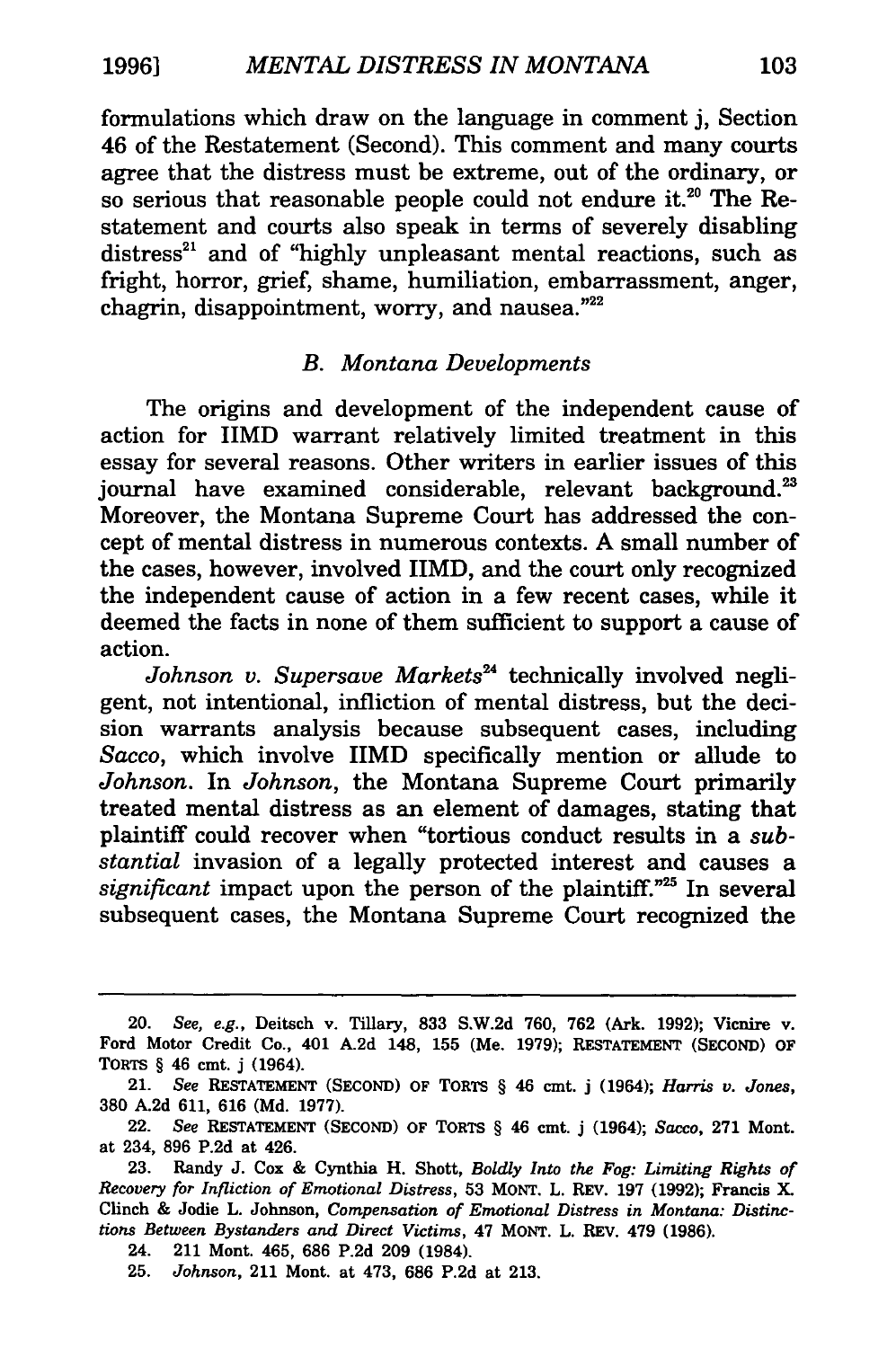formulations which draw on the language in comment j, Section 46 of the Restatement (Second). This comment and many courts agree that the distress must be extreme, out of the ordinary, or so serious that reasonable people could not endure it.[20] The Restatement and courts also speak in terms of severely disabling distress[21] and of "highly unpleasant mental reactions, such as fright, horror, grief, shame, humiliation, embarrassment, anger, chagrin, disappointment, worry, and nausea."[22]

### *B. Montana Developments*

The origins and development of the independent cause of action for IIMD warrant relatively limited treatment in this essay for several reasons. Other writers in earlier issues of this journal have examined considerable, relevant background.[23] Moreover, the Montana Supreme Court has addressed the concept of mental distress in numerous contexts. A small number of the cases, however, involved IIMD, and the court only recognized the independent cause of action in a few recent cases, while it deemed the facts in none of them sufficient to support a cause of action.

*Johnson v. Supersave Markets*[24] technically involved negligent, not intentional, infliction of mental distress, but the decision warrants analysis because subsequent cases, including *Sacco*, which involve IIMD specifically mention or allude to *Johnson*. In *Johnson*, the Montana Supreme Court primarily treated mental distress as an element of damages, stating that plaintiff could recover when "tortious conduct results in a *substantial* invasion of a legally protected interest and causes a *significant* impact upon the person of the plaintiff."[25] In several subsequent cases, the Montana Supreme Court recognized the

---

20. *See, e.g.*, Deitsch v. Tillary, 833 S.W.2d 760, 762 (Ark. 1992); Vicnire v. Ford Motor Credit Co., 401 A.2d 148, 155 (Me. 1979); RESTATEMENT (SECOND) OF TORTS § 46 cmt. j (1964).

21. *See* RESTATEMENT (SECOND) OF TORTS § 46 cmt. j (1964); *Harris v. Jones*, 380 A.2d 611, 616 (Md. 1977).

22. *See* RESTATEMENT (SECOND) OF TORTS § 46 cmt. j (1964); *Sacco*, 271 Mont. at 234, 896 P.2d at 426.

23. Randy J. Cox & Cynthia H. Shott, *Boldly Into the Fog: Limiting Rights of Recovery for Infliction of Emotional Distress*, 53 MONT. L. REV. 197 (1992); Francis X. Clinch & Jodie L. Johnson, *Compensation of Emotional Distress in Montana: Distinctions Between Bystanders and Direct Victims*, 47 MONT. L. REV. 479 (1986).

24. 211 Mont. 465, 686 P.2d 209 (1984).

25. *Johnson*, 211 Mont. at 473, 686 P.2d at 213.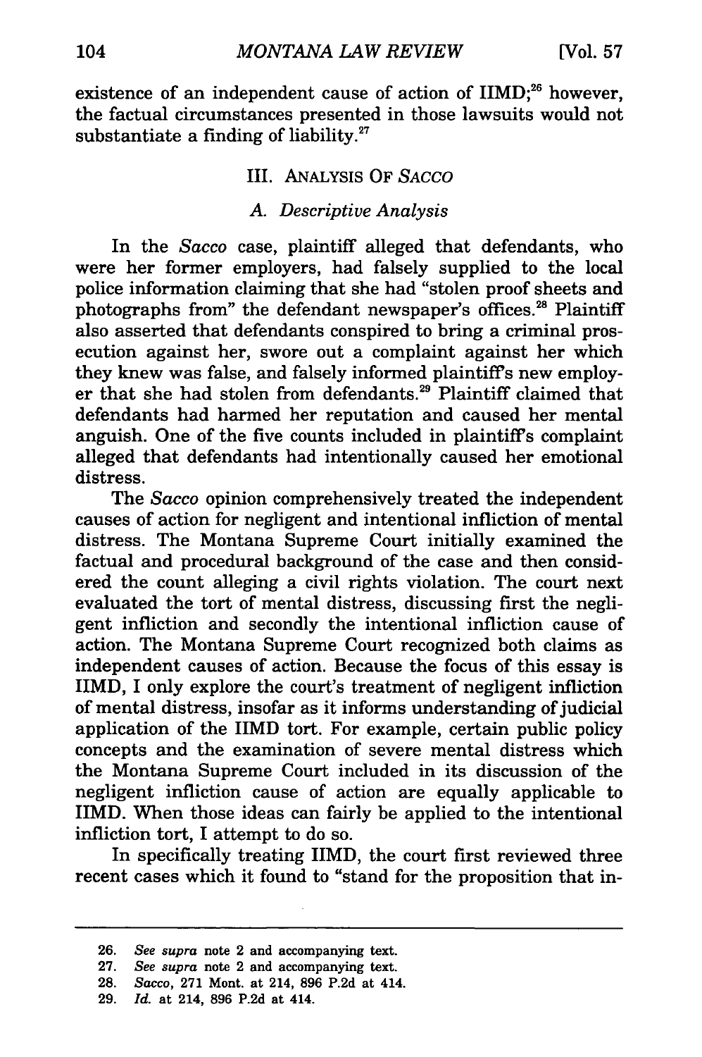existence of an independent cause of action of IIMD;[26] however, the factual circumstances presented in those lawsuits would not substantiate a finding of liability.[27]

## III. ANALYSIS OF *SACCO*

### *A. Descriptive Analysis*

In the *Sacco* case, plaintiff alleged that defendants, who were her former employers, had falsely supplied to the local police information claiming that she had "stolen proof sheets and photographs from" the defendant newspaper's offices.[28] Plaintiff also asserted that defendants conspired to bring a criminal prosecution against her, swore out a complaint against her which they knew was false, and falsely informed plaintiff's new employer that she had stolen from defendants.[29] Plaintiff claimed that defendants had harmed her reputation and caused her mental anguish. One of the five counts included in plaintiff's complaint alleged that defendants had intentionally caused her emotional distress.

The *Sacco* opinion comprehensively treated the independent causes of action for negligent and intentional infliction of mental distress. The Montana Supreme Court initially examined the factual and procedural background of the case and then considered the count alleging a civil rights violation. The court next evaluated the tort of mental distress, discussing first the negligent infliction and secondly the intentional infliction cause of action. The Montana Supreme Court recognized both claims as independent causes of action. Because the focus of this essay is IIMD, I only explore the court's treatment of negligent infliction of mental distress, insofar as it informs understanding of judicial application of the IIMD tort. For example, certain public policy concepts and the examination of severe mental distress which the Montana Supreme Court included in its discussion of the negligent infliction cause of action are equally applicable to IIMD. When those ideas can fairly be applied to the intentional infliction tort, I attempt to do so.

In specifically treating IIMD, the court first reviewed three recent cases which it found to "stand for the proposition that in-

---

26. *See supra* note 2 and accompanying text.
27. *See supra* note 2 and accompanying text.
28. *Sacco*, 271 Mont. at 214, 896 P.2d at 414.
29. *Id.* at 214, 896 P.2d at 414.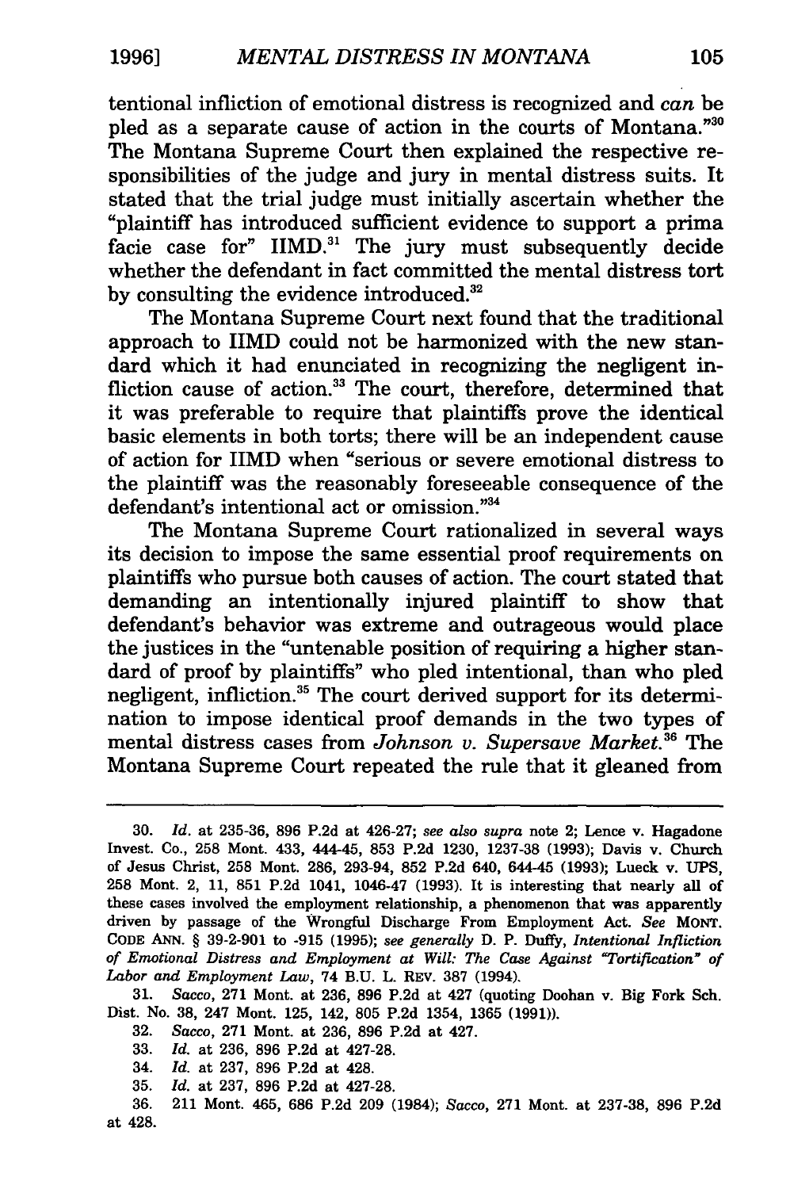tentional infliction of emotional distress is recognized and *can* be pled as a separate cause of action in the courts of Montana."[30] The Montana Supreme Court then explained the respective responsibilities of the judge and jury in mental distress suits. It stated that the trial judge must initially ascertain whether the "plaintiff has introduced sufficient evidence to support a prima facie case for" IIMD.[31] The jury must subsequently decide whether the defendant in fact committed the mental distress tort by consulting the evidence introduced.[32]

The Montana Supreme Court next found that the traditional approach to IIMD could not be harmonized with the new standard which it had enunciated in recognizing the negligent infliction cause of action.[33] The court, therefore, determined that it was preferable to require that plaintiffs prove the identical basic elements in both torts; there will be an independent cause of action for IIMD when "serious or severe emotional distress to the plaintiff was the reasonably foreseeable consequence of the defendant's intentional act or omission."[34]

The Montana Supreme Court rationalized in several ways its decision to impose the same essential proof requirements on plaintiffs who pursue both causes of action. The court stated that demanding an intentionally injured plaintiff to show that defendant's behavior was extreme and outrageous would place the justices in the "untenable position of requiring a higher standard of proof by plaintiffs" who pled intentional, than who pled negligent, infliction.[35] The court derived support for its determination to impose identical proof demands in the two types of mental distress cases from *Johnson v. Supersave Market*.[36] The Montana Supreme Court repeated the rule that it gleaned from

---

30. *Id.* at 235-36, 896 P.2d at 426-27; *see also supra* note 2; Lence v. Hagadone Invest. Co., 258 Mont. 433, 444-45, 853 P.2d 1230, 1237-38 (1993); Davis v. Church of Jesus Christ, 258 Mont. 286, 293-94, 852 P.2d 640, 644-45 (1993); Lueck v. UPS, 258 Mont. 2, 11, 851 P.2d 1041, 1046-47 (1993). It is interesting that nearly all of these cases involved the employment relationship, a phenomenon that was apparently driven by passage of the Wrongful Discharge From Employment Act. *See* MONT. CODE ANN. § 39-2-901 to -915 (1995); *see generally* D. P. Duffy, *Intentional Infliction of Emotional Distress and Employment at Will: The Case Against "Tortification" of Labor and Employment Law*, 74 B.U. L. REV. 387 (1994).

31. *Sacco*, 271 Mont. at 236, 896 P.2d at 427 (quoting Doohan v. Big Fork Sch. Dist. No. 38, 247 Mont. 125, 142, 805 P.2d 1354, 1365 (1991)).

32. *Sacco*, 271 Mont. at 236, 896 P.2d at 427.

33. *Id.* at 236, 896 P.2d at 427-28.

34. *Id.* at 237, 896 P.2d at 428.

35. *Id.* at 237, 896 P.2d at 427-28.

36. 211 Mont. 465, 686 P.2d 209 (1984); *Sacco*, 271 Mont. at 237-38, 896 P.2d at 428.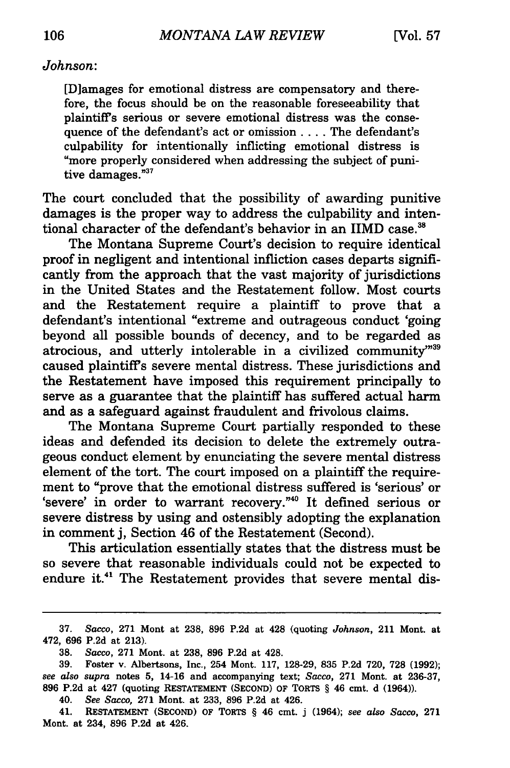*Johnson*:

> [D]amages for emotional distress are compensatory and therefore, the focus should be on the reasonable foreseeability that plaintiff's serious or severe emotional distress was the consequence of the defendant's act or omission . . . . The defendant's culpability for intentionally inflicting emotional distress is "more properly considered when addressing the subject of punitive damages."[37]

The court concluded that the possibility of awarding punitive damages is the proper way to address the culpability and intentional character of the defendant's behavior in an IIMD case.[38]

The Montana Supreme Court's decision to require identical proof in negligent and intentional infliction cases departs significantly from the approach that the vast majority of jurisdictions in the United States and the Restatement follow. Most courts and the Restatement require a plaintiff to prove that a defendant's intentional "extreme and outrageous conduct 'going beyond all possible bounds of decency, and to be regarded as atrocious, and utterly intolerable in a civilized community'"[39] caused plaintiff's severe mental distress. These jurisdictions and the Restatement have imposed this requirement principally to serve as a guarantee that the plaintiff has suffered actual harm and as a safeguard against fraudulent and frivolous claims.

The Montana Supreme Court partially responded to these ideas and defended its decision to delete the extremely outrageous conduct element by enunciating the severe mental distress element of the tort. The court imposed on a plaintiff the requirement to "prove that the emotional distress suffered is 'serious' or 'severe' in order to warrant recovery."[40] It defined serious or severe distress by using and ostensibly adopting the explanation in comment j, Section 46 of the Restatement (Second).

This articulation essentially states that the distress must be so severe that reasonable individuals could not be expected to endure it.[41] The Restatement provides that severe mental dis-

---

37. *Sacco*, 271 Mont at 238, 896 P.2d at 428 (quoting *Johnson*, 211 Mont. at 472, 696 P.2d at 213).

38. *Sacco*, 271 Mont. at 238, 896 P.2d at 428.

39. Foster v. Albertsons, Inc., 254 Mont. 117, 128-29, 835 P.2d 720, 728 (1992); *see also supra* notes 5, 14-16 and accompanying text; *Sacco*, 271 Mont. at 236-37, 896 P.2d at 427 (quoting RESTATEMENT (SECOND) OF TORTS § 46 cmt. d (1964)).

40. *See Sacco*, 271 Mont. at 233, 896 P.2d at 426.

41. RESTATEMENT (SECOND) OF TORTS § 46 cmt. j (1964); *see also Sacco*, 271 Mont. at 234, 896 P.2d at 426.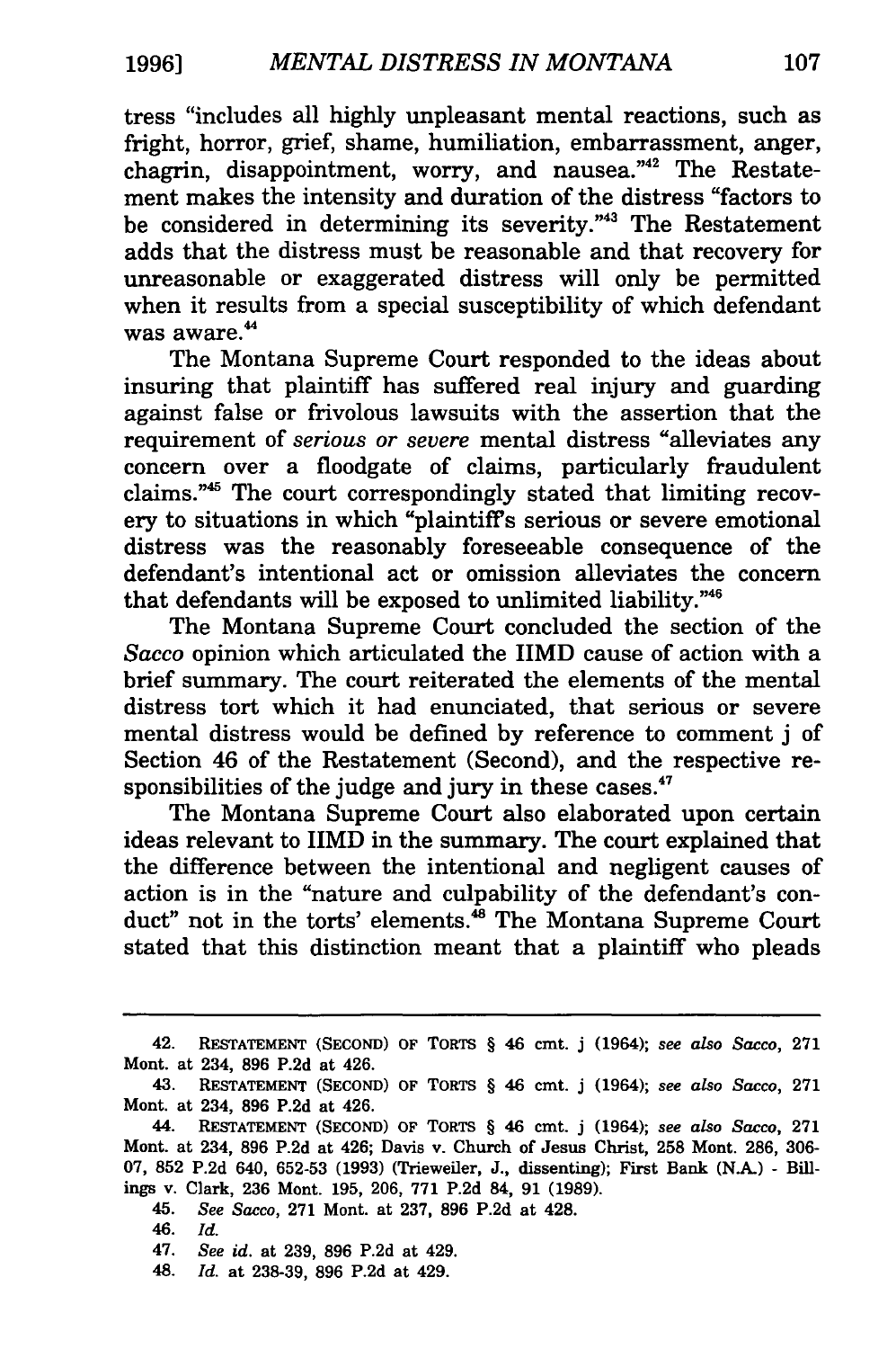tress "includes all highly unpleasant mental reactions, such as fright, horror, grief, shame, humiliation, embarrassment, anger, chagrin, disappointment, worry, and nausea."[42] The Restatement makes the intensity and duration of the distress "factors to be considered in determining its severity."[43] The Restatement adds that the distress must be reasonable and that recovery for unreasonable or exaggerated distress will only be permitted when it results from a special susceptibility of which defendant was aware.[44]

The Montana Supreme Court responded to the ideas about insuring that plaintiff has suffered real injury and guarding against false or frivolous lawsuits with the assertion that the requirement of *serious or severe* mental distress "alleviates any concern over a floodgate of claims, particularly fraudulent claims."[45] The court correspondingly stated that limiting recovery to situations in which "plaintiff's serious or severe emotional distress was the reasonably foreseeable consequence of the defendant's intentional act or omission alleviates the concern that defendants will be exposed to unlimited liability."[46]

The Montana Supreme Court concluded the section of the *Sacco* opinion which articulated the IIMD cause of action with a brief summary. The court reiterated the elements of the mental distress tort which it had enunciated, that serious or severe mental distress would be defined by reference to comment j of Section 46 of the Restatement (Second), and the respective responsibilities of the judge and jury in these cases.[47]

The Montana Supreme Court also elaborated upon certain ideas relevant to IIMD in the summary. The court explained that the difference between the intentional and negligent causes of action is in the "nature and culpability of the defendant's conduct" not in the torts' elements.[48] The Montana Supreme Court stated that this distinction meant that a plaintiff who pleads

---

42. RESTATEMENT (SECOND) OF TORTS § 46 cmt. j (1964); *see also Sacco*, 271 Mont. at 234, 896 P.2d at 426.

43. RESTATEMENT (SECOND) OF TORTS § 46 cmt. j (1964); *see also Sacco*, 271 Mont. at 234, 896 P.2d at 426.

44. RESTATEMENT (SECOND) OF TORTS § 46 cmt. j (1964); *see also Sacco*, 271 Mont. at 234, 896 P.2d at 426; Davis v. Church of Jesus Christ, 258 Mont. 286, 306-07, 852 P.2d 640, 652-53 (1993) (Trieweiler, J., dissenting); First Bank (N.A.) - Billings v. Clark, 236 Mont. 195, 206, 771 P.2d 84, 91 (1989).

45. *See Sacco*, 271 Mont. at 237, 896 P.2d at 428.

46. *Id.*

47. *See id.* at 239, 896 P.2d at 429.

48. *Id.* at 238-39, 896 P.2d at 429.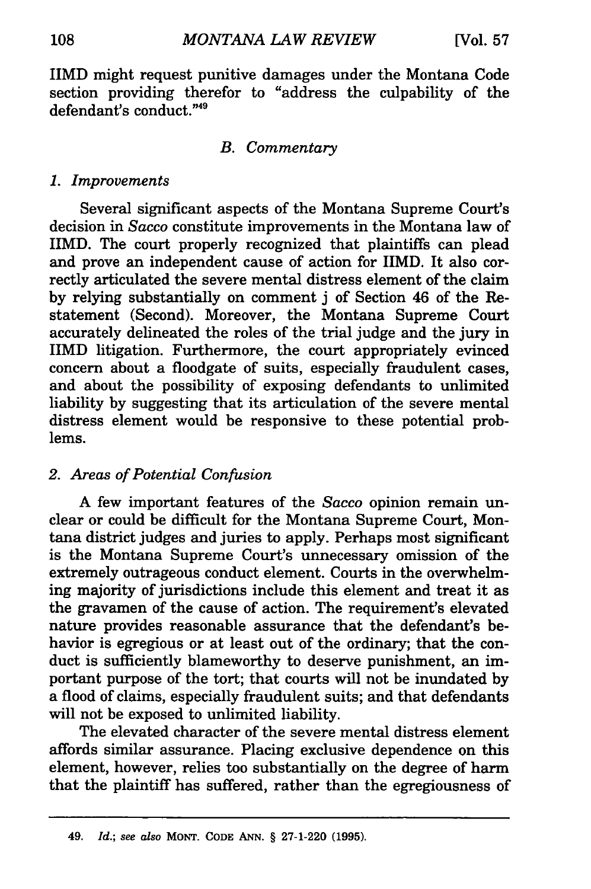IIMD might request punitive damages under the Montana Code section providing therefor to "address the culpability of the defendant's conduct."[49]

### *B. Commentary*

#### *1. Improvements*

Several significant aspects of the Montana Supreme Court's decision in *Sacco* constitute improvements in the Montana law of IIMD. The court properly recognized that plaintiffs can plead and prove an independent cause of action for IIMD. It also correctly articulated the severe mental distress element of the claim by relying substantially on comment j of Section 46 of the Restatement (Second). Moreover, the Montana Supreme Court accurately delineated the roles of the trial judge and the jury in IIMD litigation. Furthermore, the court appropriately evinced concern about a floodgate of suits, especially fraudulent cases, and about the possibility of exposing defendants to unlimited liability by suggesting that its articulation of the severe mental distress element would be responsive to these potential problems.

#### *2. Areas of Potential Confusion*

A few important features of the *Sacco* opinion remain unclear or could be difficult for the Montana Supreme Court, Montana district judges and juries to apply. Perhaps most significant is the Montana Supreme Court's unnecessary omission of the extremely outrageous conduct element. Courts in the overwhelming majority of jurisdictions include this element and treat it as the gravamen of the cause of action. The requirement's elevated nature provides reasonable assurance that the defendant's behavior is egregious or at least out of the ordinary; that the conduct is sufficiently blameworthy to deserve punishment, an important purpose of the tort; that courts will not be inundated by a flood of claims, especially fraudulent suits; and that defendants will not be exposed to unlimited liability.

The elevated character of the severe mental distress element affords similar assurance. Placing exclusive dependence on this element, however, relies too substantially on the degree of harm that the plaintiff has suffered, rather than the egregiousness of

---

49. *Id.*; *see also* MONT. CODE ANN. § 27-1-220 (1995).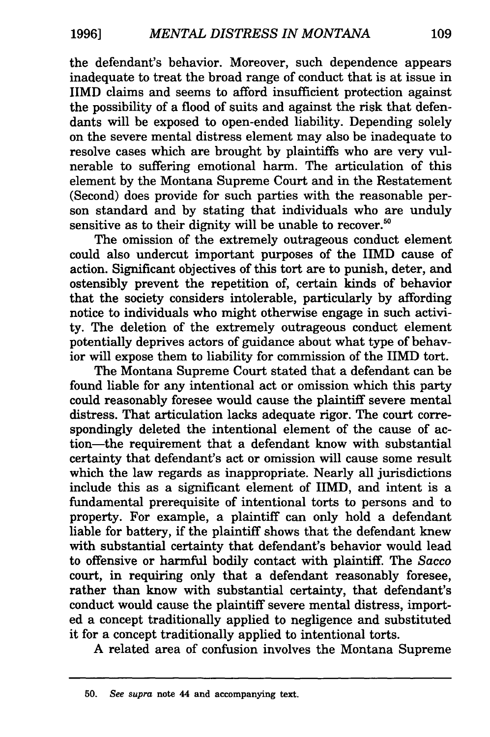the defendant's behavior. Moreover, such dependence appears inadequate to treat the broad range of conduct that is at issue in IIMD claims and seems to afford insufficient protection against the possibility of a flood of suits and against the risk that defendants will be exposed to open-ended liability. Depending solely on the severe mental distress element may also be inadequate to resolve cases which are brought by plaintiffs who are very vulnerable to suffering emotional harm. The articulation of this element by the Montana Supreme Court and in the Restatement (Second) does provide for such parties with the reasonable person standard and by stating that individuals who are unduly sensitive as to their dignity will be unable to recover.[50]

The omission of the extremely outrageous conduct element could also undercut important purposes of the IIMD cause of action. Significant objectives of this tort are to punish, deter, and ostensibly prevent the repetition of, certain kinds of behavior that the society considers intolerable, particularly by affording notice to individuals who might otherwise engage in such activity. The deletion of the extremely outrageous conduct element potentially deprives actors of guidance about what type of behavior will expose them to liability for commission of the IIMD tort.

The Montana Supreme Court stated that a defendant can be found liable for any intentional act or omission which this party could reasonably foresee would cause the plaintiff severe mental distress. That articulation lacks adequate rigor. The court correspondingly deleted the intentional element of the cause of action—the requirement that a defendant know with substantial certainty that defendant's act or omission will cause some result which the law regards as inappropriate. Nearly all jurisdictions include this as a significant element of IIMD, and intent is a fundamental prerequisite of intentional torts to persons and to property. For example, a plaintiff can only hold a defendant liable for battery, if the plaintiff shows that the defendant knew with substantial certainty that defendant's behavior would lead to offensive or harmful bodily contact with plaintiff. The *Sacco* court, in requiring only that a defendant reasonably foresee, rather than know with substantial certainty, that defendant's conduct would cause the plaintiff severe mental distress, imported a concept traditionally applied to negligence and substituted it for a concept traditionally applied to intentional torts.

A related area of confusion involves the Montana Supreme

---

50. *See supra* note 44 and accompanying text.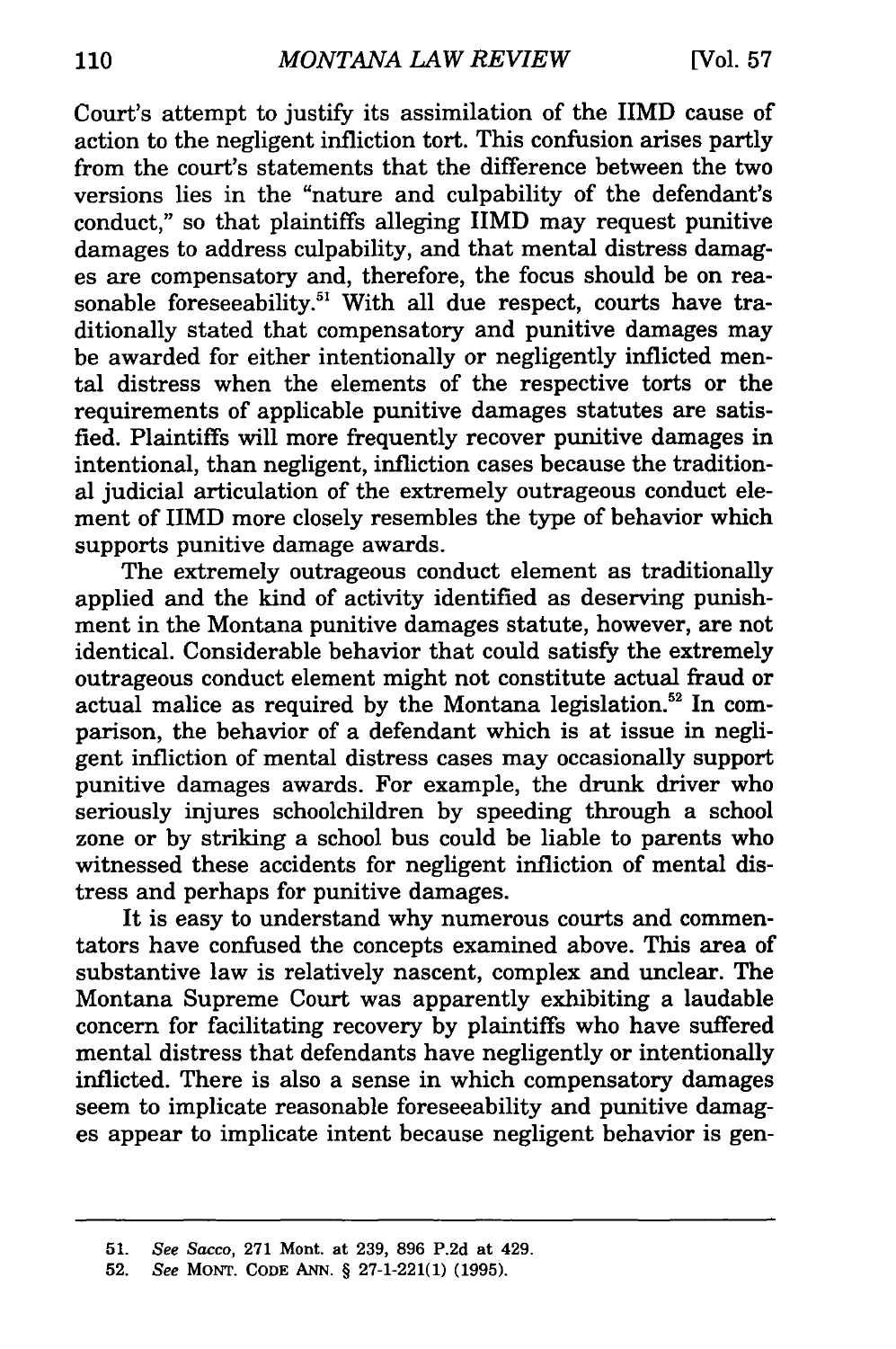Court's attempt to justify its assimilation of the IIMD cause of action to the negligent infliction tort. This confusion arises partly from the court's statements that the difference between the two versions lies in the "nature and culpability of the defendant's conduct," so that plaintiffs alleging IIMD may request punitive damages to address culpability, and that mental distress damages are compensatory and, therefore, the focus should be on reasonable foreseeability.[51] With all due respect, courts have traditionally stated that compensatory and punitive damages may be awarded for either intentionally or negligently inflicted mental distress when the elements of the respective torts or the requirements of applicable punitive damages statutes are satisfied. Plaintiffs will more frequently recover punitive damages in intentional, than negligent, infliction cases because the traditional judicial articulation of the extremely outrageous conduct element of IIMD more closely resembles the type of behavior which supports punitive damage awards.

The extremely outrageous conduct element as traditionally applied and the kind of activity identified as deserving punishment in the Montana punitive damages statute, however, are not identical. Considerable behavior that could satisfy the extremely outrageous conduct element might not constitute actual fraud or actual malice as required by the Montana legislation.[52] In comparison, the behavior of a defendant which is at issue in negligent infliction of mental distress cases may occasionally support punitive damages awards. For example, the drunk driver who seriously injures schoolchildren by speeding through a school zone or by striking a school bus could be liable to parents who witnessed these accidents for negligent infliction of mental distress and perhaps for punitive damages.

It is easy to understand why numerous courts and commentators have confused the concepts examined above. This area of substantive law is relatively nascent, complex and unclear. The Montana Supreme Court was apparently exhibiting a laudable concern for facilitating recovery by plaintiffs who have suffered mental distress that defendants have negligently or intentionally inflicted. There is also a sense in which compensatory damages seem to implicate reasonable foreseeability and punitive damages appear to implicate intent because negligent behavior is gen-

---

51. *See Sacco*, 271 Mont. at 239, 896 P.2d at 429.

52. *See* MONT. CODE ANN. § 27-1-221(1) (1995).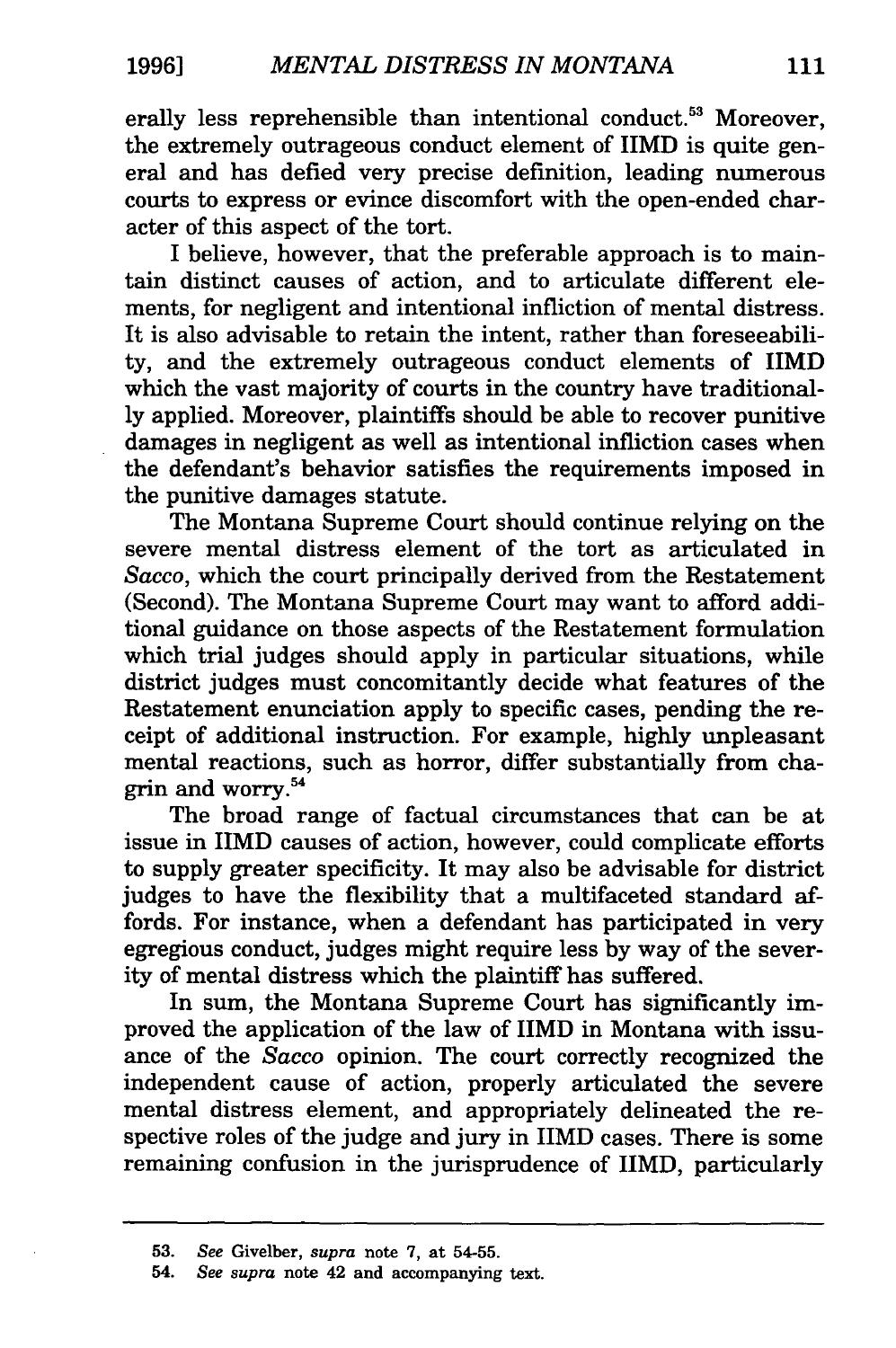erally less reprehensible than intentional conduct.[53] Moreover, the extremely outrageous conduct element of IIMD is quite general and has defied very precise definition, leading numerous courts to express or evince discomfort with the open-ended character of this aspect of the tort.

I believe, however, that the preferable approach is to maintain distinct causes of action, and to articulate different elements, for negligent and intentional infliction of mental distress. It is also advisable to retain the intent, rather than foreseeability, and the extremely outrageous conduct elements of IIMD which the vast majority of courts in the country have traditionally applied. Moreover, plaintiffs should be able to recover punitive damages in negligent as well as intentional infliction cases when the defendant's behavior satisfies the requirements imposed in the punitive damages statute.

The Montana Supreme Court should continue relying on the severe mental distress element of the tort as articulated in *Sacco*, which the court principally derived from the Restatement (Second). The Montana Supreme Court may want to afford additional guidance on those aspects of the Restatement formulation which trial judges should apply in particular situations, while district judges must concomitantly decide what features of the Restatement enunciation apply to specific cases, pending the receipt of additional instruction. For example, highly unpleasant mental reactions, such as horror, differ substantially from chagrin and worry.[54]

The broad range of factual circumstances that can be at issue in IIMD causes of action, however, could complicate efforts to supply greater specificity. It may also be advisable for district judges to have the flexibility that a multifaceted standard affords. For instance, when a defendant has participated in very egregious conduct, judges might require less by way of the severity of mental distress which the plaintiff has suffered.

In sum, the Montana Supreme Court has significantly improved the application of the law of IIMD in Montana with issuance of the *Sacco* opinion. The court correctly recognized the independent cause of action, properly articulated the severe mental distress element, and appropriately delineated the respective roles of the judge and jury in IIMD cases. There is some remaining confusion in the jurisprudence of IIMD, particularly

---

53. *See* Givelber, *supra* note 7, at 54-55.

54. *See supra* note 42 and accompanying text.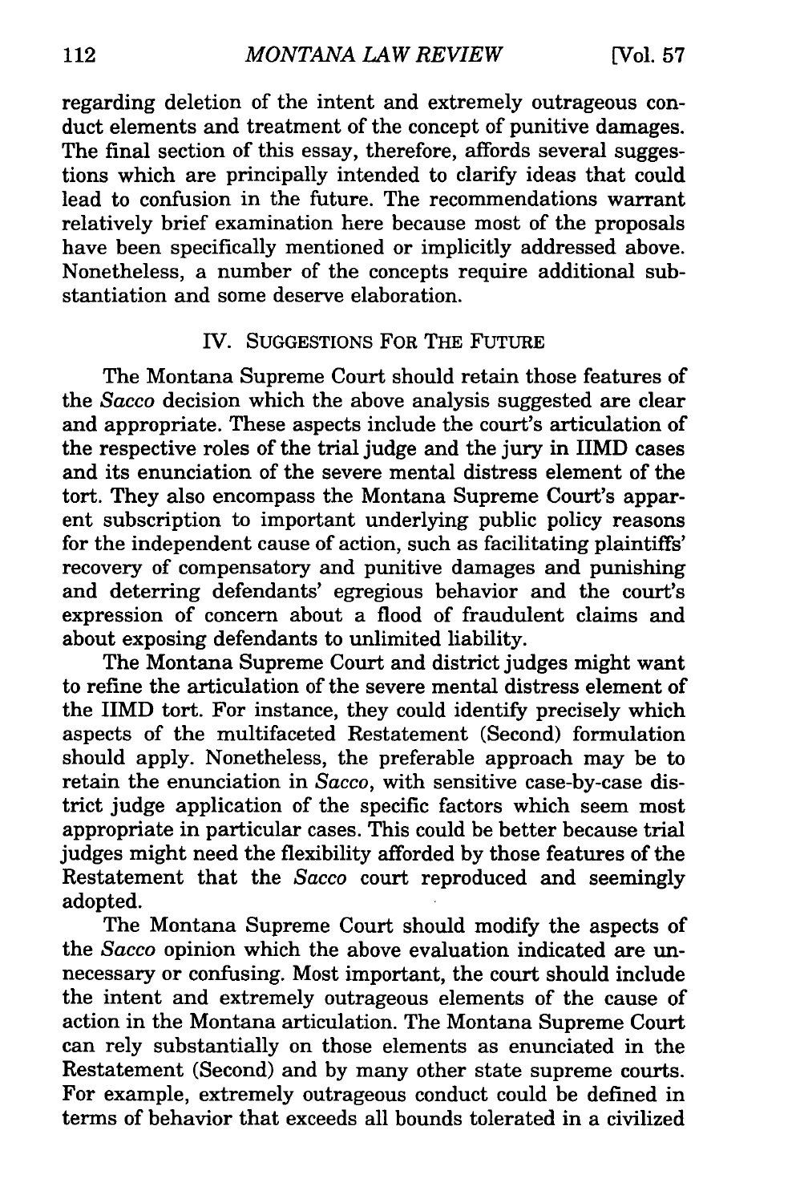regarding deletion of the intent and extremely outrageous conduct elements and treatment of the concept of punitive damages. The final section of this essay, therefore, affords several suggestions which are principally intended to clarify ideas that could lead to confusion in the future. The recommendations warrant relatively brief examination here because most of the proposals have been specifically mentioned or implicitly addressed above. Nonetheless, a number of the concepts require additional substantiation and some deserve elaboration.

## IV. SUGGESTIONS FOR THE FUTURE

The Montana Supreme Court should retain those features of the *Sacco* decision which the above analysis suggested are clear and appropriate. These aspects include the court's articulation of the respective roles of the trial judge and the jury in IIMD cases and its enunciation of the severe mental distress element of the tort. They also encompass the Montana Supreme Court's apparent subscription to important underlying public policy reasons for the independent cause of action, such as facilitating plaintiffs' recovery of compensatory and punitive damages and punishing and deterring defendants' egregious behavior and the court's expression of concern about a flood of fraudulent claims and about exposing defendants to unlimited liability.

The Montana Supreme Court and district judges might want to refine the articulation of the severe mental distress element of the IIMD tort. For instance, they could identify precisely which aspects of the multifaceted Restatement (Second) formulation should apply. Nonetheless, the preferable approach may be to retain the enunciation in *Sacco*, with sensitive case-by-case district judge application of the specific factors which seem most appropriate in particular cases. This could be better because trial judges might need the flexibility afforded by those features of the Restatement that the *Sacco* court reproduced and seemingly adopted.

The Montana Supreme Court should modify the aspects of the *Sacco* opinion which the above evaluation indicated are unnecessary or confusing. Most important, the court should include the intent and extremely outrageous elements of the cause of action in the Montana articulation. The Montana Supreme Court can rely substantially on those elements as enunciated in the Restatement (Second) and by many other state supreme courts. For example, extremely outrageous conduct could be defined in terms of behavior that exceeds all bounds tolerated in a civilized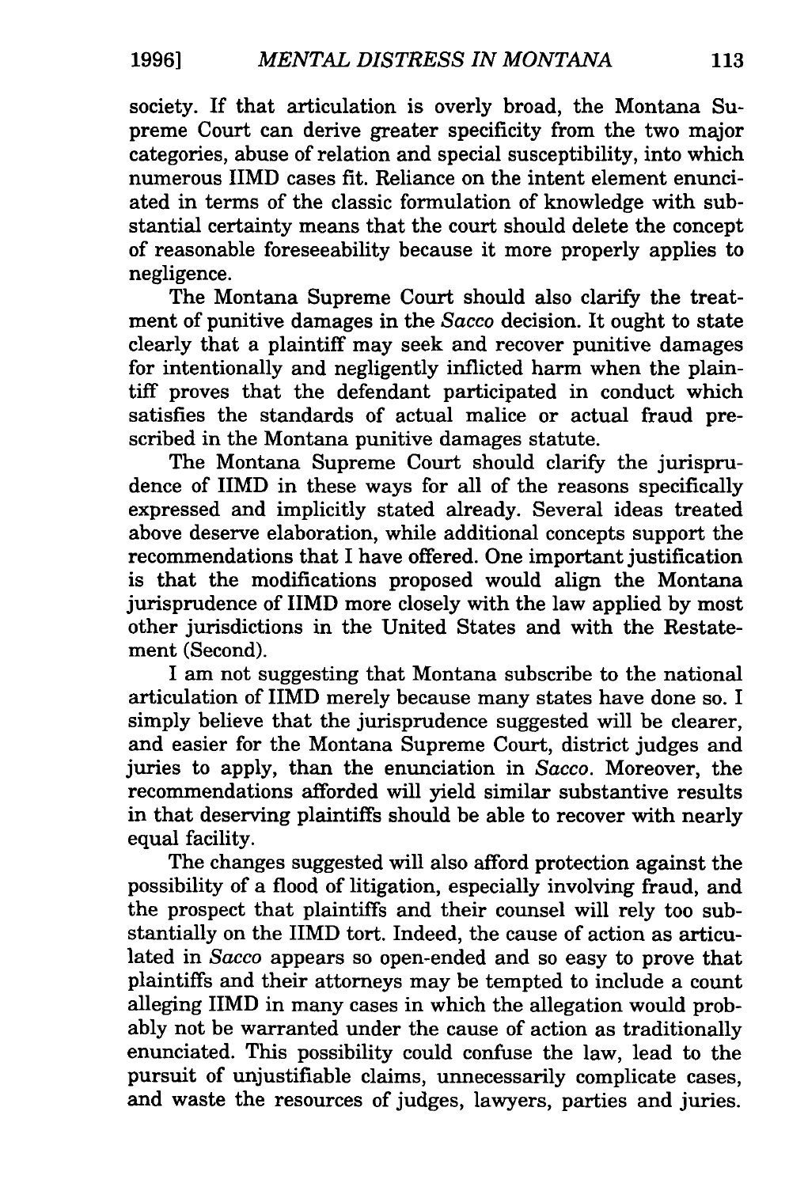society. If that articulation is overly broad, the Montana Supreme Court can derive greater specificity from the two major categories, abuse of relation and special susceptibility, into which numerous IIMD cases fit. Reliance on the intent element enunciated in terms of the classic formulation of knowledge with substantial certainty means that the court should delete the concept of reasonable foreseeability because it more properly applies to negligence.

The Montana Supreme Court should also clarify the treatment of punitive damages in the *Sacco* decision. It ought to state clearly that a plaintiff may seek and recover punitive damages for intentionally and negligently inflicted harm when the plaintiff proves that the defendant participated in conduct which satisfies the standards of actual malice or actual fraud prescribed in the Montana punitive damages statute.

The Montana Supreme Court should clarify the jurisprudence of IIMD in these ways for all of the reasons specifically expressed and implicitly stated already. Several ideas treated above deserve elaboration, while additional concepts support the recommendations that I have offered. One important justification is that the modifications proposed would align the Montana jurisprudence of IIMD more closely with the law applied by most other jurisdictions in the United States and with the Restatement (Second).

I am not suggesting that Montana subscribe to the national articulation of IIMD merely because many states have done so. I simply believe that the jurisprudence suggested will be clearer, and easier for the Montana Supreme Court, district judges and juries to apply, than the enunciation in *Sacco*. Moreover, the recommendations afforded will yield similar substantive results in that deserving plaintiffs should be able to recover with nearly equal facility.

The changes suggested will also afford protection against the possibility of a flood of litigation, especially involving fraud, and the prospect that plaintiffs and their counsel will rely too substantially on the IIMD tort. Indeed, the cause of action as articulated in *Sacco* appears so open-ended and so easy to prove that plaintiffs and their attorneys may be tempted to include a count alleging IIMD in many cases in which the allegation would probably not be warranted under the cause of action as traditionally enunciated. This possibility could confuse the law, lead to the pursuit of unjustifiable claims, unnecessarily complicate cases, and waste the resources of judges, lawyers, parties and juries.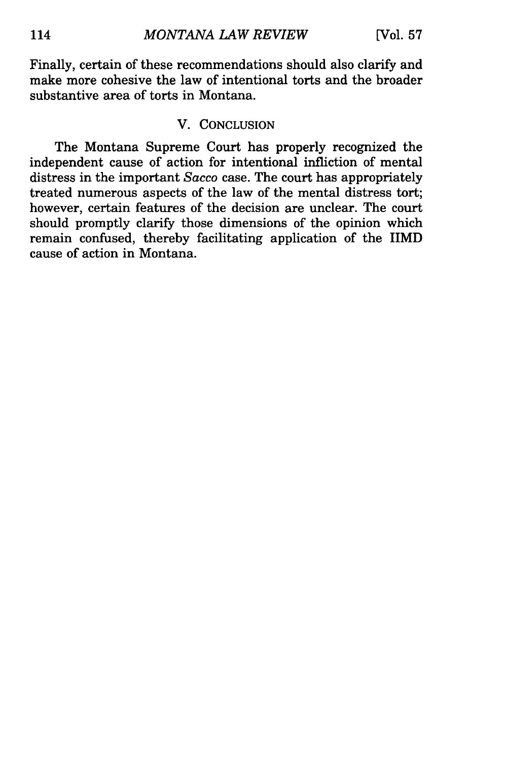Finally, certain of these recommendations should also clarify and make more cohesive the law of intentional torts and the broader substantive area of torts in Montana.

## V. Conclusion

The Montana Supreme Court has properly recognized the independent cause of action for intentional infliction of mental distress in the important *Sacco* case. The court has appropriately treated numerous aspects of the law of the mental distress tort; however, certain features of the decision are unclear. The court should promptly clarify those dimensions of the opinion which remain confused, thereby facilitating application of the IIMD cause of action in Montana.